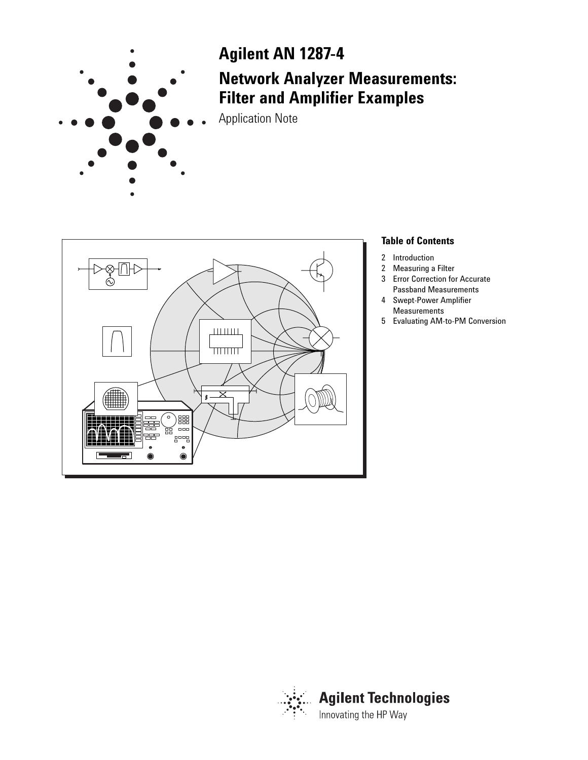# Agilent AN 1287-4

## Network Analyzer Measurements: Filter and Amplifier Examples

Application Note

### Table of Contents

2 Introduction
2 Measuring a Filter
3 Error Correction for Accurate Passband Measurements
4 Swept-Power Amplifier Measurements
5 Evaluating AM-to-PM Conversion

**Agilent Technologies**
Innovating the HP Way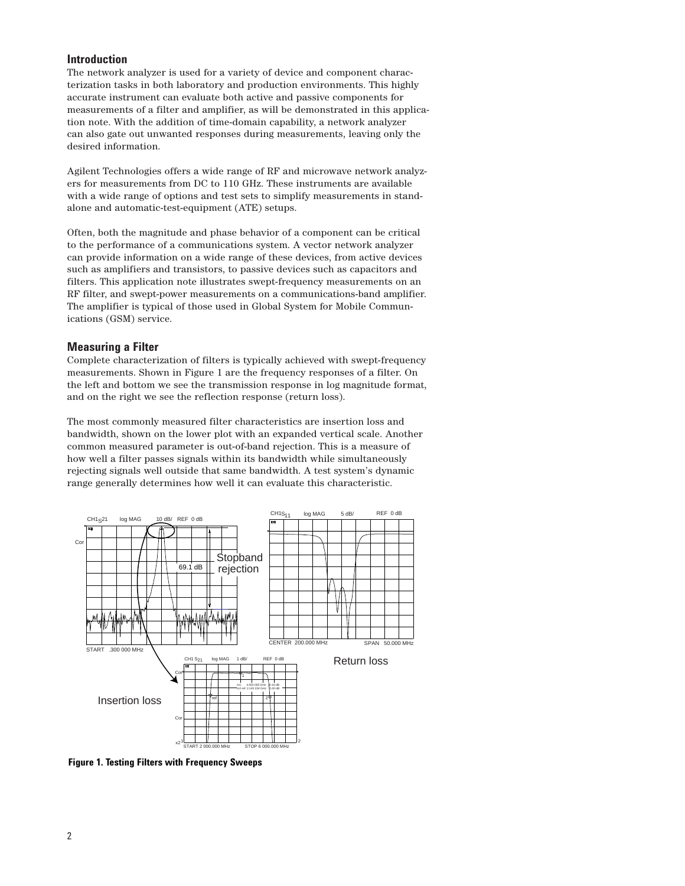## Introduction

The network analyzer is used for a variety of device and component characterization tasks in both laboratory and production environments. This highly accurate instrument can evaluate both active and passive components for measurements of a filter and amplifier, as will be demonstrated in this application note. With the addition of time-domain capability, a network analyzer can also gate out unwanted responses during measurements, leaving only the desired information.

Agilent Technologies offers a wide range of RF and microwave network analyzers for measurements from DC to 110 GHz. These instruments are available with a wide range of options and test sets to simplify measurements in standalone and automatic-test-equipment (ATE) setups.

Often, both the magnitude and phase behavior of a component can be critical to the performance of a communications system. A vector network analyzer can provide information on a wide range of these devices, from active devices such as amplifiers and transistors, to passive devices such as capacitors and filters. This application note illustrates swept-frequency measurements on an RF filter, and swept-power measurements on a communications-band amplifier. The amplifier is typical of those used in Global System for Mobile Communications (GSM) service.

## Measuring a Filter

Complete characterization of filters is typically achieved with swept-frequency measurements. Shown in Figure 1 are the frequency responses of a filter. On the left and bottom we see the transmission response in log magnitude format, and on the right we see the reflection response (return loss).

The most commonly measured filter characteristics are insertion loss and bandwidth, shown on the lower plot with an expanded vertical scale. Another common measured parameter is out-of-band rejection. This is a measure of how well a filter passes signals within its bandwidth while simultaneously rejecting signals well outside that same bandwidth. A test system's dynamic range generally determines how well it can evaluate this characteristic.

**Figure 1. Testing Filters with Frequency Sweeps**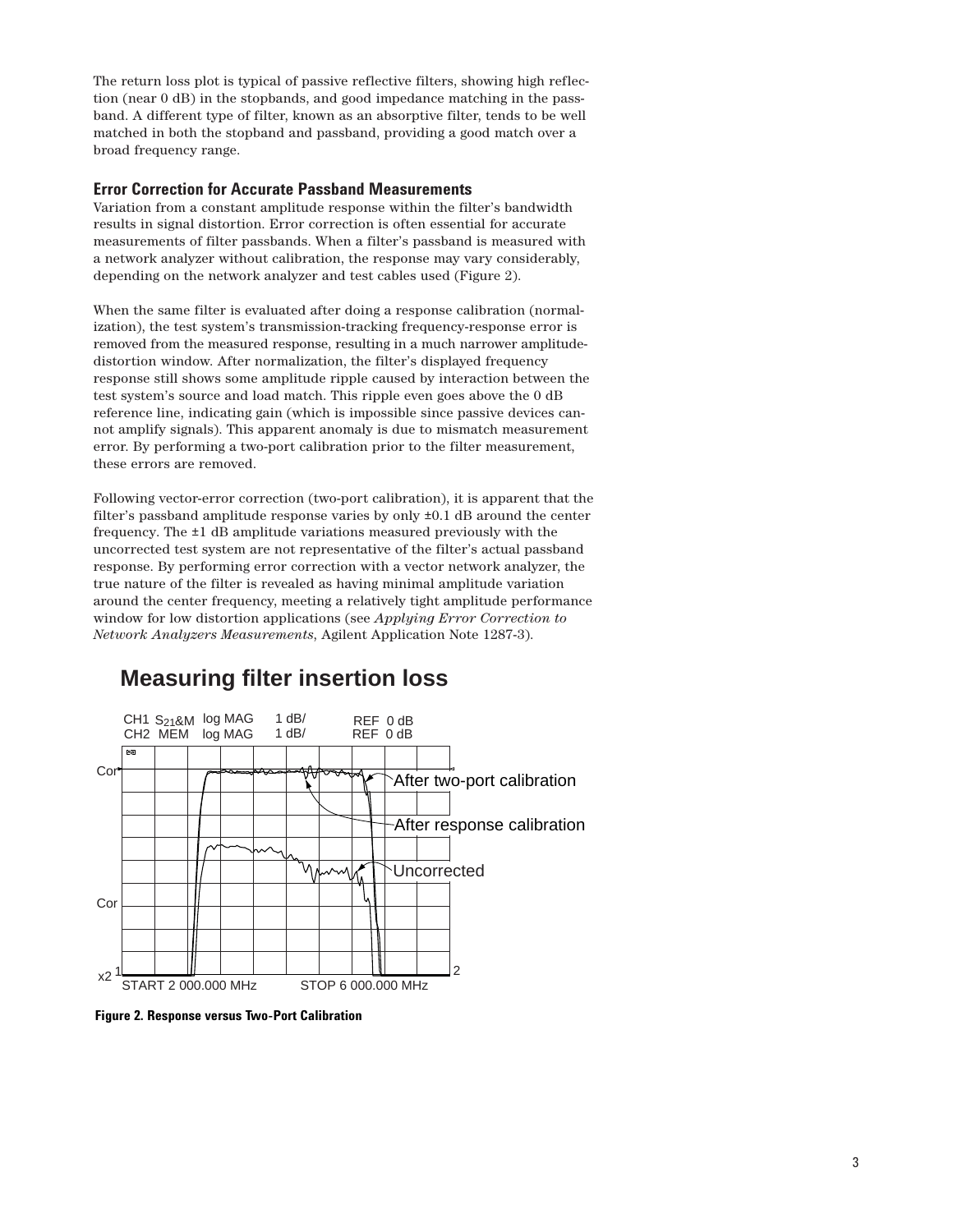The return loss plot is typical of passive reflective filters, showing high reflection (near 0 dB) in the stopbands, and good impedance matching in the passband. A different type of filter, known as an absorptive filter, tends to be well matched in both the stopband and passband, providing a good match over a broad frequency range.

### Error Correction for Accurate Passband Measurements

Variation from a constant amplitude response within the filter's bandwidth results in signal distortion. Error correction is often essential for accurate measurements of filter passbands. When a filter's passband is measured with a network analyzer without calibration, the response may vary considerably, depending on the network analyzer and test cables used (Figure 2).

When the same filter is evaluated after doing a response calibration (normalization), the test system's transmission-tracking frequency-response error is removed from the measured response, resulting in a much narrower amplitude-distortion window. After normalization, the filter's displayed frequency response still shows some amplitude ripple caused by interaction between the test system's source and load match. This ripple even goes above the 0 dB reference line, indicating gain (which is impossible since passive devices cannot amplify signals). This apparent anomaly is due to mismatch measurement error. By performing a two-port calibration prior to the filter measurement, these errors are removed.

Following vector-error correction (two-port calibration), it is apparent that the filter's passband amplitude response varies by only ±0.1 dB around the center frequency. The ±1 dB amplitude variations measured previously with the uncorrected test system are not representative of the filter's actual passband response. By performing error correction with a vector network analyzer, the true nature of the filter is revealed as having minimal amplitude variation around the center frequency, meeting a relatively tight amplitude performance window for low distortion applications (see *Applying Error Correction to Network Analyzers Measurements*, Agilent Application Note 1287-3).

## Measuring filter insertion loss

CH1 $S_{21}$&M log MAG 1 dB/ REF 0 dB
CH2 MEM log MAG 1 dB/ REF 0 dB

After two-port calibration

After response calibration

Uncorrected

START 2 000.000 MHz STOP 6 000.000 MHz

**Figure 2. Response versus Two-Port Calibration**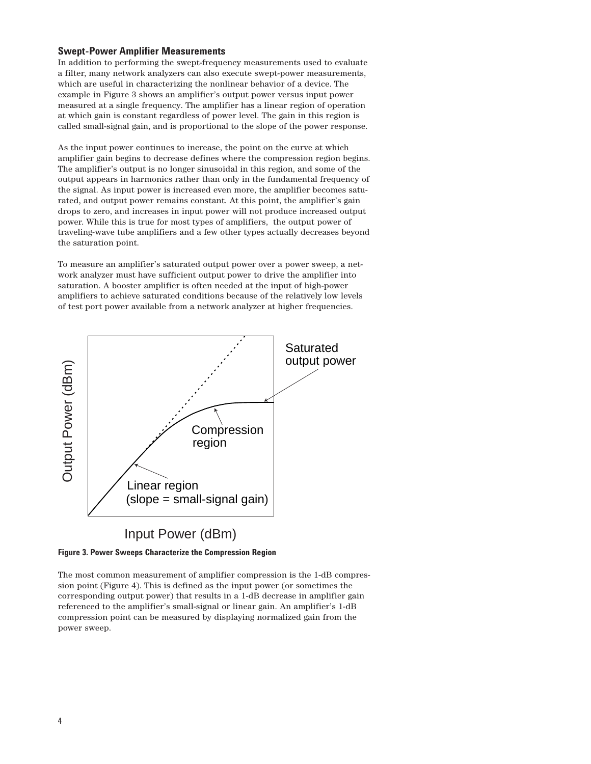### Swept-Power Amplifier Measurements

In addition to performing the swept-frequency measurements used to evaluate a filter, many network analyzers can also execute swept-power measurements, which are useful in characterizing the nonlinear behavior of a device. The example in Figure 3 shows an amplifier's output power versus input power measured at a single frequency. The amplifier has a linear region of operation at which gain is constant regardless of power level. The gain in this region is called small-signal gain, and is proportional to the slope of the power response.

As the input power continues to increase, the point on the curve at which amplifier gain begins to decrease defines where the compression region begins. The amplifier's output is no longer sinusoidal in this region, and some of the output appears in harmonics rather than only in the fundamental frequency of the signal. As input power is increased even more, the amplifier becomes saturated, and output power remains constant. At this point, the amplifier's gain drops to zero, and increases in input power will not produce increased output power. While this is true for most types of amplifiers, the output power of traveling-wave tube amplifiers and a few other types actually decreases beyond the saturation point.

To measure an amplifier's saturated output power over a power sweep, a network analyzer must have sufficient output power to drive the amplifier into saturation. A booster amplifier is often needed at the input of high-power amplifiers to achieve saturated conditions because of the relatively low levels of test port power available from a network analyzer at higher frequencies.

Saturated output power

Compression region

Linear region (slope = small-signal gain)

Output Power (dBm)

Input Power (dBm)

**Figure 3. Power Sweeps Characterize the Compression Region**

The most common measurement of amplifier compression is the 1-dB compression point (Figure 4). This is defined as the input power (or sometimes the corresponding output power) that results in a 1-dB decrease in amplifier gain referenced to the amplifier's small-signal or linear gain. An amplifier's 1-dB compression point can be measured by displaying normalized gain from the power sweep.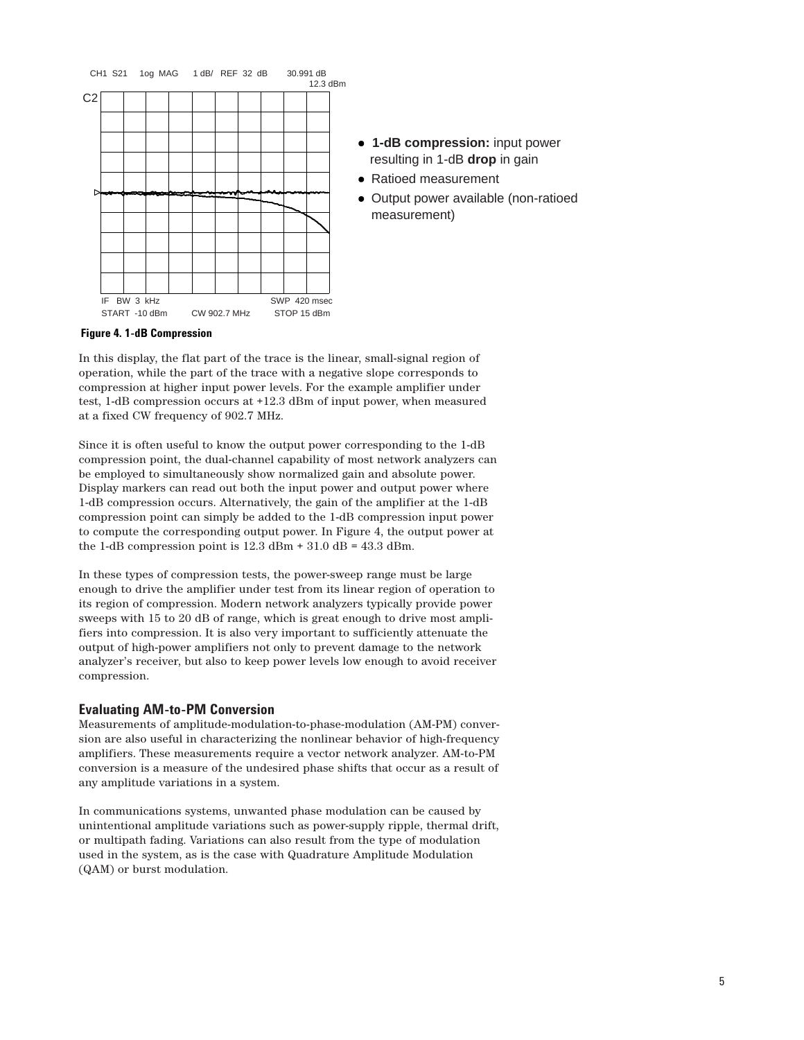CH1 S21 log MAG 1 dB/ REF 32 dB 30.991 dB 12.3 dBm

IF BW 3 kHz SWP 420 msec
START -10 dBm CW 902.7 MHz STOP 15 dBm

- **1-dB compression:** input power resulting in 1-dB **drop** in gain
- Ratioed measurement
- Output power available (non-ratioed measurement)

**Figure 4. 1-dB Compression**

In this display, the flat part of the trace is the linear, small-signal region of operation, while the part of the trace with a negative slope corresponds to compression at higher input power levels. For the example amplifier under test, 1-dB compression occurs at +12.3 dBm of input power, when measured at a fixed CW frequency of 902.7 MHz.

Since it is often useful to know the output power corresponding to the 1-dB compression point, the dual-channel capability of most network analyzers can be employed to simultaneously show normalized gain and absolute power. Display markers can read out both the input power and output power where 1-dB compression occurs. Alternatively, the gain of the amplifier at the 1-dB compression point can simply be added to the 1-dB compression input power to compute the corresponding output power. In Figure 4, the output power at the 1-dB compression point is 12.3 dBm + 31.0 dB = 43.3 dBm.

In these types of compression tests, the power-sweep range must be large enough to drive the amplifier under test from its linear region of operation to its region of compression. Modern network analyzers typically provide power sweeps with 15 to 20 dB of range, which is great enough to drive most amplifiers into compression. It is also very important to sufficiently attenuate the output of high-power amplifiers not only to prevent damage to the network analyzer's receiver, but also to keep power levels low enough to avoid receiver compression.

## Evaluating AM-to-PM Conversion

Measurements of amplitude-modulation-to-phase-modulation (AM-PM) conversion are also useful in characterizing the nonlinear behavior of high-frequency amplifiers. These measurements require a vector network analyzer. AM-to-PM conversion is a measure of the undesired phase shifts that occur as a result of any amplitude variations in a system.

In communications systems, unwanted phase modulation can be caused by unintentional amplitude variations such as power-supply ripple, thermal drift, or multipath fading. Variations can also result from the type of modulation used in the system, as is the case with Quadrature Amplitude Modulation (QAM) or burst modulation.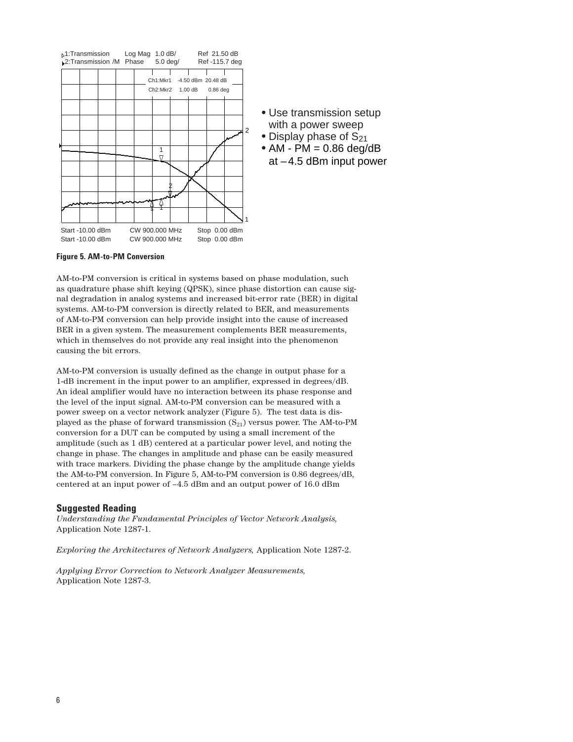1:Transmission Log Mag 1.0 dB/ Ref 21.50 dB
2:Transmission /M Phase 5.0 deg/ Ref -115.7 deg

Ch1:Mkr1 -4.50 dBm 20.48 dB
Ch2:Mkr2 1.00 dB 0.86 deg

Start -10.00 dBm CW 900.000 MHz Stop 0.00 dBm
Start -10.00 dBm CW 900.000 MHz Stop 0.00 dBm

- Use transmission setup with a power sweep
- Display phase of $S_{21}$
- AM - PM = 0.86 deg/dB at –4.5 dBm input power

**Figure 5. AM-to-PM Conversion**

AM-to-PM conversion is critical in systems based on phase modulation, such as quadrature phase shift keying (QPSK), since phase distortion can cause signal degradation in analog systems and increased bit-error rate (BER) in digital systems. AM-to-PM conversion is directly related to BER, and measurements of AM-to-PM conversion can help provide insight into the cause of increased BER in a given system. The measurement complements BER measurements, which in themselves do not provide any real insight into the phenomenon causing the bit errors.

AM-to-PM conversion is usually defined as the change in output phase for a 1-dB increment in the input power to an amplifier, expressed in degrees/dB. An ideal amplifier would have no interaction between its phase response and the level of the input signal. AM-to-PM conversion can be measured with a power sweep on a vector network analyzer (Figure 5). The test data is displayed as the phase of forward transmission ($S_{21}$) versus power. The AM-to-PM conversion for a DUT can be computed by using a small increment of the amplitude (such as 1 dB) centered at a particular power level, and noting the change in phase. The changes in amplitude and phase can be easily measured with trace markers. Dividing the phase change by the amplitude change yields the AM-to-PM conversion. In Figure 5, AM-to-PM conversion is 0.86 degrees/dB, centered at an input power of –4.5 dBm and an output power of 16.0 dBm

## Suggested Reading

*Understanding the Fundamental Principles of Vector Network Analysis,* Application Note 1287-1.

*Exploring the Architectures of Network Analyzers,* Application Note 1287-2.

*Applying Error Correction to Network Analyzer Measurements,* Application Note 1287-3.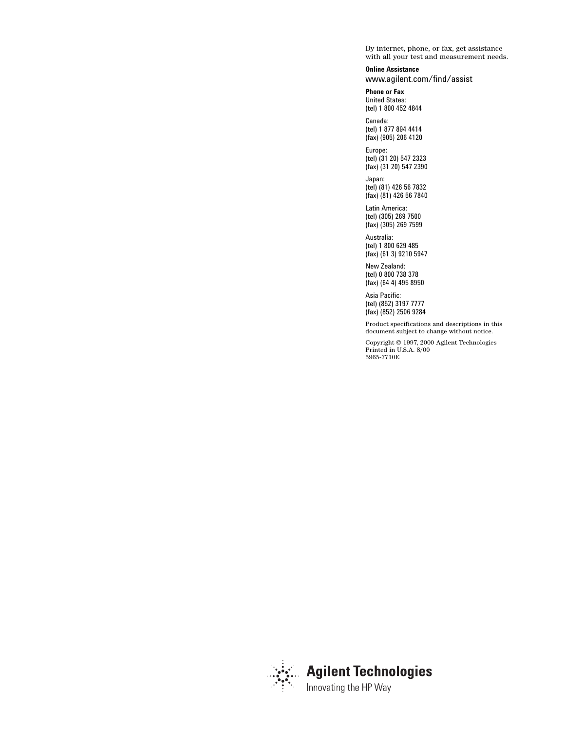By internet, phone, or fax, get assistance with all your test and measurement needs.

**Online Assistance**
www.agilent.com/find/assist

**Phone or Fax**
United States:
(tel) 1 800 452 4844

Canada:
(tel) 1 877 894 4414
(fax) (905) 206 4120

Europe:
(tel) (31 20) 547 2323
(fax) (31 20) 547 2390

Japan:
(tel) (81) 426 56 7832
(fax) (81) 426 56 7840

Latin America:
(tel) (305) 269 7500
(fax) (305) 269 7599

Australia:
(tel) 1 800 629 485
(fax) (61 3) 9210 5947

New Zealand:
(tel) 0 800 738 378
(fax) (64 4) 495 8950

Asia Pacific:
(tel) (852) 3197 7777
(fax) (852) 2506 9284

Product specifications and descriptions in this document subject to change without notice.

Copyright © 1997, 2000 Agilent Technologies
Printed in U.S.A. 8/00
5965-7710E

**Agilent Technologies**
Innovating the HP Way